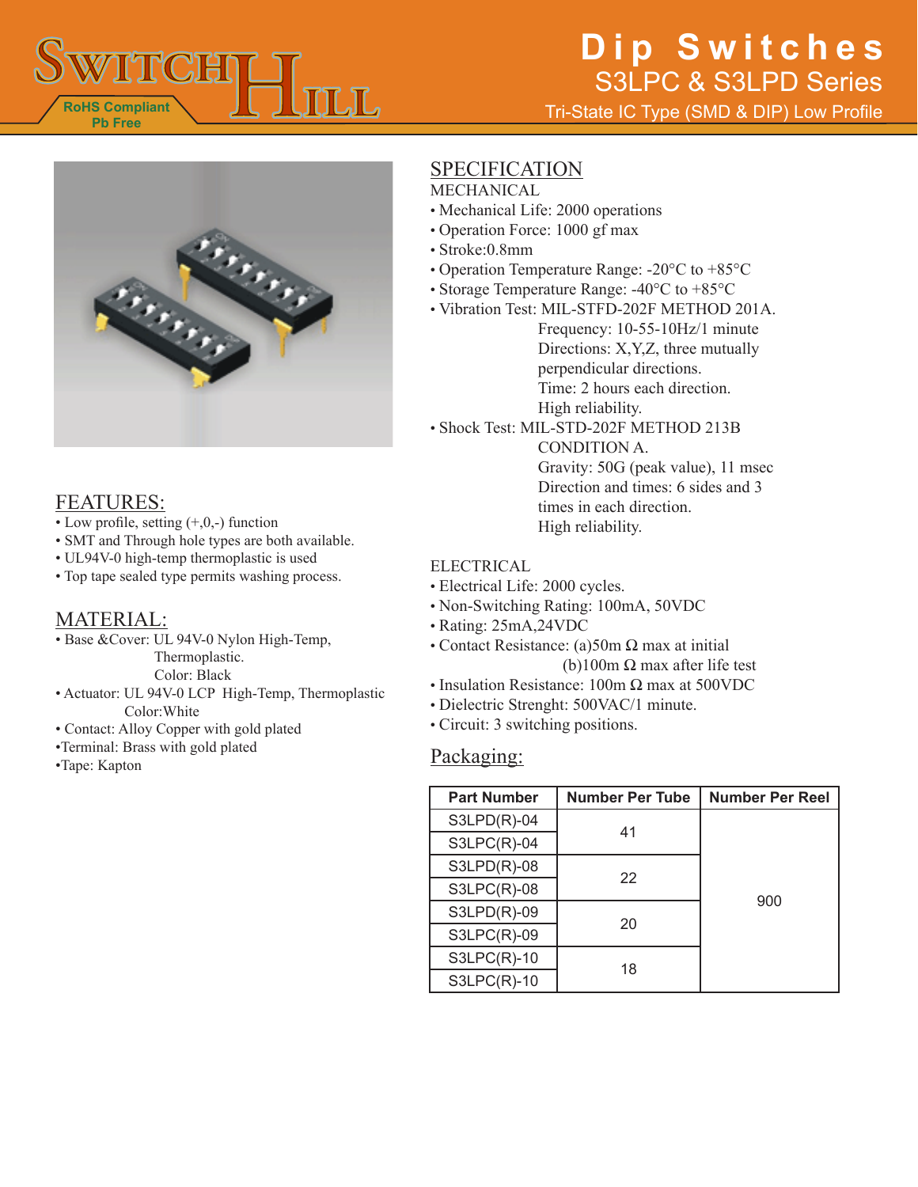# Dip Switches

## S3LPC & S3LPD Series

Tri-State IC Type (SMD & DIP) Low Profile

RoHS Compliant
Pb Free

## FEATURES:

- Low profile, setting (+,0,-) function
- SMT and Through hole types are both available.
- UL94V-0 high-temp thermoplastic is used
- Top tape sealed type permits washing process.

## MATERIAL:

- Base &Cover: UL 94V-0 Nylon High-Temp, Thermoplastic. Color: Black
- Actuator: UL 94V-0 LCP High-Temp, Thermoplastic Color:White
- Contact: Alloy Copper with gold plated
- Terminal: Brass with gold plated
- Tape: Kapton

## SPECIFICATION

MECHANICAL

- Mechanical Life: 2000 operations
- Operation Force: 1000 gf max
- Stroke:0.8mm
- Operation Temperature Range: -20°C to +85°C
- Storage Temperature Range: -40°C to +85°C
- Vibration Test: MIL-STFD-202F METHOD 201A.
  Frequency: 10-55-10Hz/1 minute
  Directions: X,Y,Z, three mutually perpendicular directions.
  Time: 2 hours each direction.
  High reliability.
- Shock Test: MIL-STD-202F METHOD 213B CONDITION A.
  Gravity: 50G (peak value), 11 msec
  Direction and times: 6 sides and 3 times in each direction.
  High reliability.

ELECTRICAL

- Electrical Life: 2000 cycles.
- Non-Switching Rating: 100mA, 50VDC
- Rating: 25mA,24VDC
- Contact Resistance: (a)50m Ω max at initial
  (b)100m Ω max after life test
- Insulation Resistance: 100m Ω max at 500VDC
- Dielectric Strenght: 500VAC/1 minute.
- Circuit: 3 switching positions.

## Packaging:

| Part Number | Number Per Tube | Number Per Reel |
|---|---|---|
| S3LPD(R)-04 | 41 | 900 |
| S3LPC(R)-04 | | |
| S3LPD(R)-08 | 22 | |
| S3LPC(R)-08 | | |
| S3LPD(R)-09 | 20 | |
| S3LPC(R)-09 | | |
| S3LPC(R)-10 | 18 | |
| S3LPC(R)-10 | | |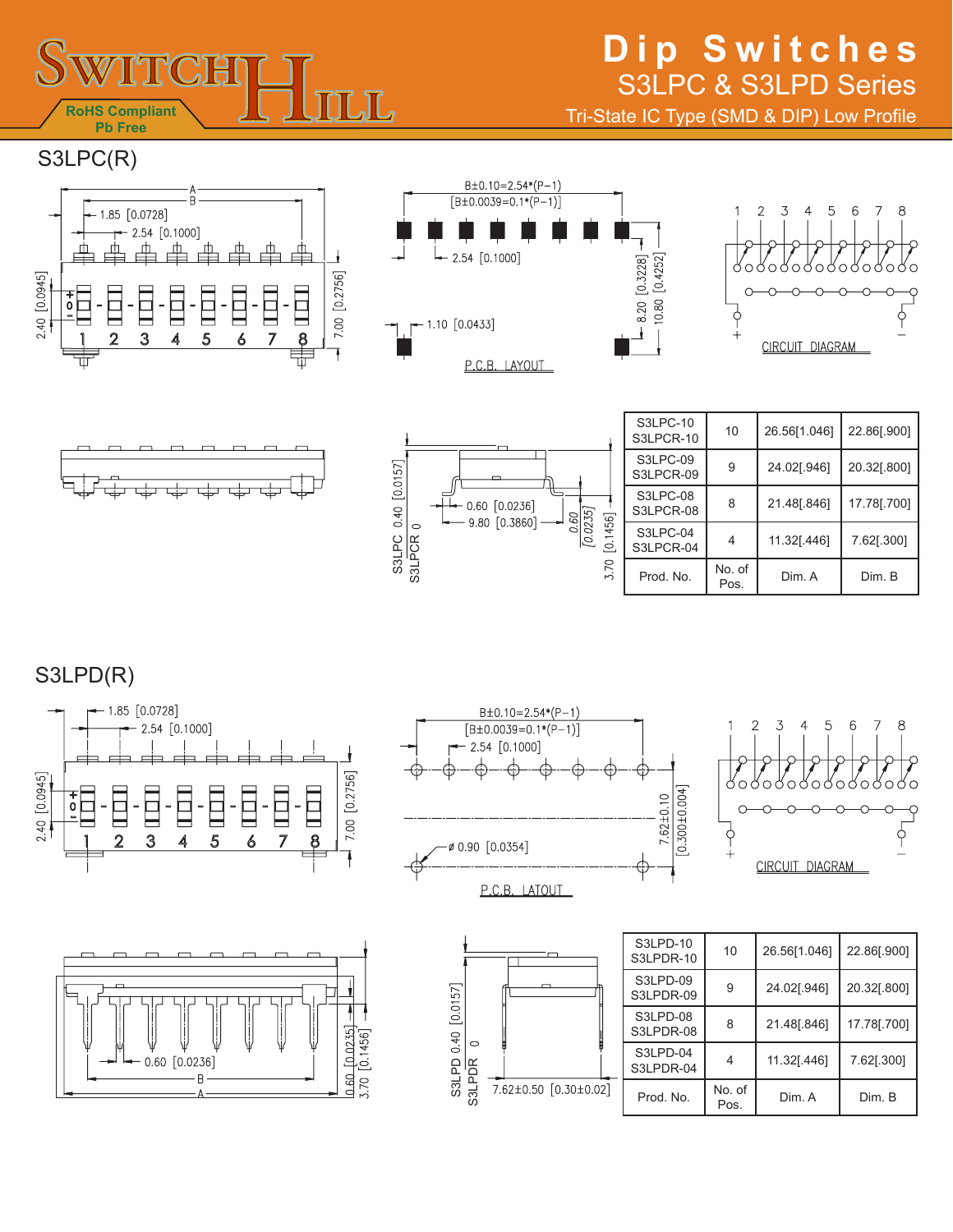# Dip Switches

## S3LPC & S3LPD Series

Tri-State IC Type (SMD & DIP) Low Profile

RoHS Compliant
Pb Free

## S3LPC(R)

A
B
1.85 [0.0728]
2.54 [0.1000]
2.40 [0.0945]
7.00 [0.2756]
1 2 3 4 5 6 7 8

B±0.10=2.54*(P−1)
[B±0.0039=0.1*(P−1)]
2.54 [0.1000]
8.20 [0.3228]
10.80 [0.4252]
1.10 [0.0433]
P.C.B. LAYOUT

1 2 3 4 5 6 7 8
CIRCUIT DIAGRAM

0.60 [0.0236]
9.80 [0.3860]
0.60 [0.0235]
3.70 [0.1456]
S3LPC 0.40 [0.0157]
S3LPCR 0

| S3LPC-10<br>S3LPCR-10 | 10 | 26.56[1.046] | 22.86[.900] |
|---|---|---|---|
| S3LPC-09<br>S3LPCR-09 | 9 | 24.02[.946] | 20.32[.800] |
| S3LPC-08<br>S3LPCR-08 | 8 | 21.48[.846] | 17.78[.700] |
| S3LPC-04<br>S3LPCR-04 | 4 | 11.32[.446] | 7.62[.300] |
| Prod. No. | No. of Pos. | Dim. A | Dim. B |

## S3LPD(R)

1.85 [0.0728]
2.54 [0.1000]
2.40 [0.0945]
7.00 [0.2756]
1 2 3 4 5 6 7 8

B±0.10=2.54*(P−1)
[B±0.0039=0.1*(P−1)]
2.54 [0.1000]
ø 0.90 [0.0354]
7.62±0.10
[0.300±0.004]
P.C.B. LATOUT

1 2 3 4 5 6 7 8
CIRCUIT DIAGRAM

0.60 [0.0236]
B
A
0.60 [0.0235]
3.70 [0.1456]

S3LPD 0.40 [0.0157]
S3LPDR 0
7.62±0.50 [0.30±0.02]

| S3LPD-10<br>S3LPDR-10 | 10 | 26.56[1.046] | 22.86[.900] |
|---|---|---|---|
| S3LPD-09<br>S3LPDR-09 | 9 | 24.02[.946] | 20.32[.800] |
| S3LPD-08<br>S3LPDR-08 | 8 | 21.48[.846] | 17.78[.700] |
| S3LPD-04<br>S3LPDR-04 | 4 | 11.32[.446] | 7.62[.300] |
| Prod. No. | No. of Pos. | Dim. A | Dim. B |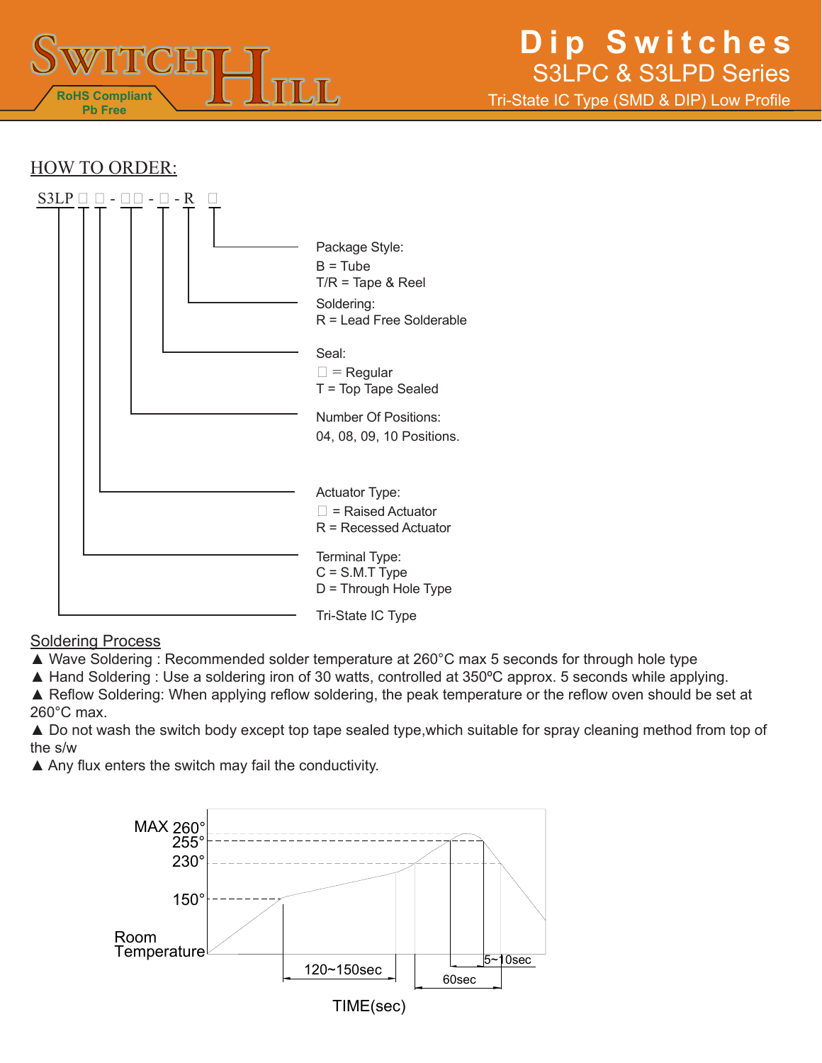# Dip Switches

## S3LPC & S3LPD Series

Tri-State IC Type (SMD & DIP) Low Profile

RoHS Compliant
Pb Free

## HOW TO ORDER:

S3LP □ □ - □□ - □ - R □

- Package Style:
  B = Tube
  T/R = Tape & Reel
- Soldering:
  R = Lead Free Solderable
- Seal:
  □ = Regular
  T = Top Tape Sealed
- Number Of Positions:
  04, 08, 09, 10 Positions.
- Actuator Type:
  □ = Raised Actuator
  R = Recessed Actuator
- Terminal Type:
  C = S.M.T Type
  D = Through Hole Type
- Tri-State IC Type

## Soldering Process

▲ Wave Soldering : Recommended solder temperature at 260°C max 5 seconds for through hole type
▲ Hand Soldering : Use a soldering iron of 30 watts, controlled at 350ºC approx. 5 seconds while applying.
▲ Reflow Soldering: When applying reflow soldering, the peak temperature or the reflow oven should be set at 260°C max.
▲ Do not wash the switch body except top tape sealed type,which suitable for spray cleaning method from top of the s/w
▲ Any flux enters the switch may fail the conductivity.

MAX 260°
255°
230°
150°
Room Temperature
120~150sec
60sec
5~10sec
TIME(sec)